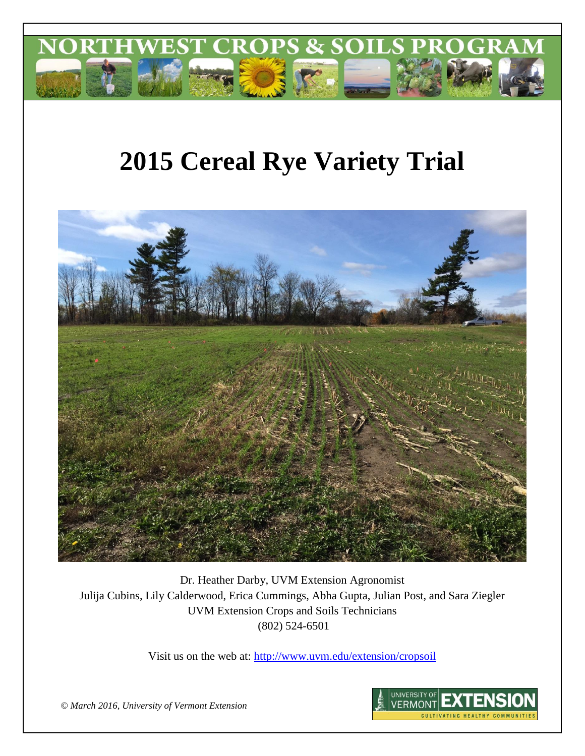NORTHWEST CROPS & SOILS PROGRAM

# 2015 Cereal Rye Variety Trial

Dr. Heather Darby, UVM Extension Agronomist
Julija Cubins, Lily Calderwood, Erica Cummings, Abha Gupta, Julian Post, and Sara Ziegler
UVM Extension Crops and Soils Technicians
(802) 524-6501

Visit us on the web at: http://www.uvm.edu/extension/cropsoil

*© March 2016, University of Vermont Extension*

UNIVERSITY OF VERMONT EXTENSION
CULTIVATING HEALTHY COMMUNITIES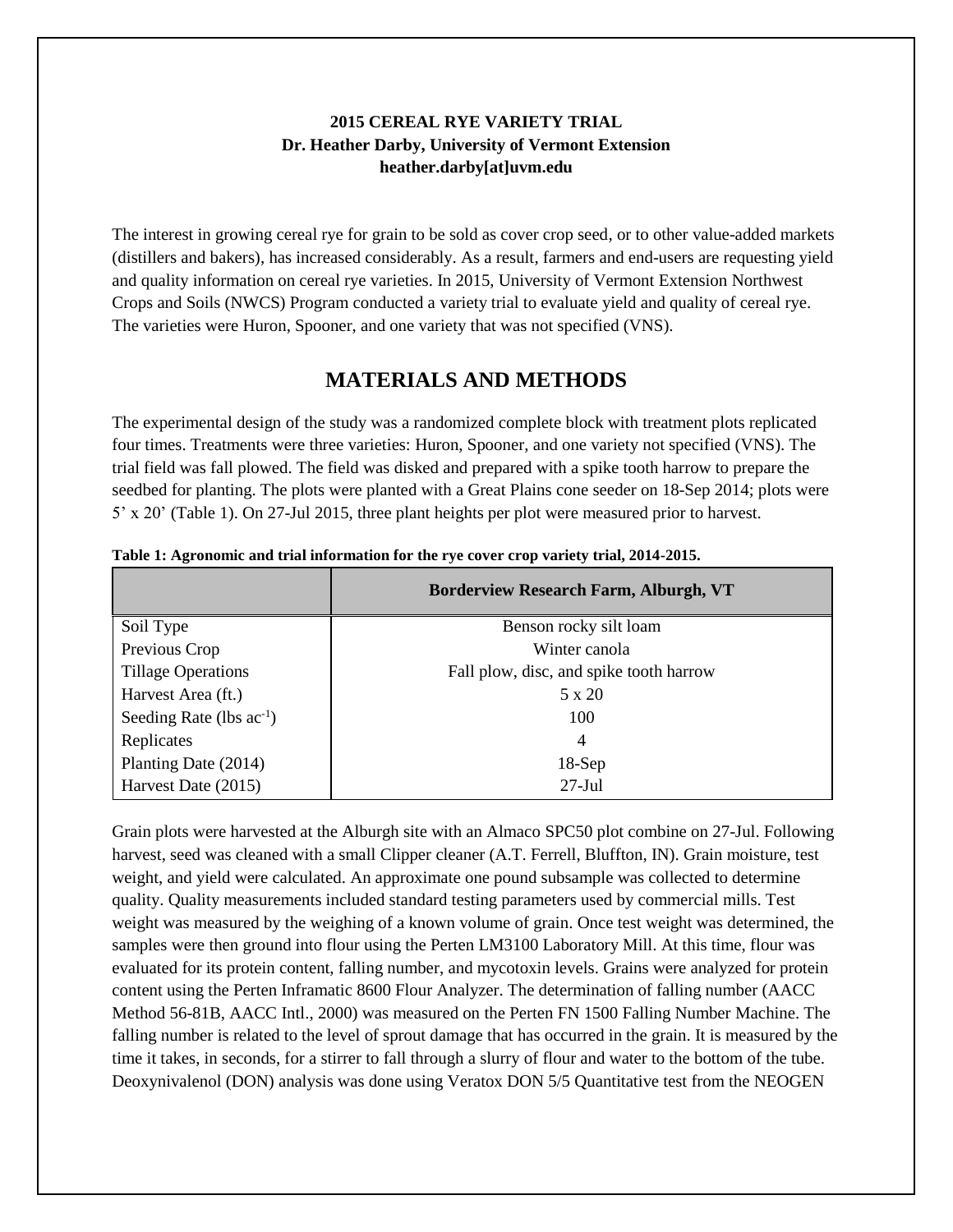**2015 CEREAL RYE VARIETY TRIAL**
**Dr. Heather Darby, University of Vermont Extension**
**heather.darby[at]uvm.edu**

The interest in growing cereal rye for grain to be sold as cover crop seed, or to other value-added markets (distillers and bakers), has increased considerably. As a result, farmers and end-users are requesting yield and quality information on cereal rye varieties. In 2015, University of Vermont Extension Northwest Crops and Soils (NWCS) Program conducted a variety trial to evaluate yield and quality of cereal rye. The varieties were Huron, Spooner, and one variety that was not specified (VNS).

## MATERIALS AND METHODS

The experimental design of the study was a randomized complete block with treatment plots replicated four times. Treatments were three varieties: Huron, Spooner, and one variety not specified (VNS). The trial field was fall plowed. The field was disked and prepared with a spike tooth harrow to prepare the seedbed for planting. The plots were planted with a Great Plains cone seeder on 18-Sep 2014; plots were 5' x 20' (Table 1). On 27-Jul 2015, three plant heights per plot were measured prior to harvest.

**Table 1: Agronomic and trial information for the rye cover crop variety trial, 2014-2015.**

| | Borderview Research Farm, Alburgh, VT |
|---|---|
| Soil Type | Benson rocky silt loam |
| Previous Crop | Winter canola |
| Tillage Operations | Fall plow, disc, and spike tooth harrow |
| Harvest Area (ft.) | 5 x 20 |
| Seeding Rate (lbs $ac^{-1}$) | 100 |
| Replicates | 4 |
| Planting Date (2014) | 18-Sep |
| Harvest Date (2015) | 27-Jul |

Grain plots were harvested at the Alburgh site with an Almaco SPC50 plot combine on 27-Jul. Following harvest, seed was cleaned with a small Clipper cleaner (A.T. Ferrell, Bluffton, IN). Grain moisture, test weight, and yield were calculated. An approximate one pound subsample was collected to determine quality. Quality measurements included standard testing parameters used by commercial mills. Test weight was measured by the weighing of a known volume of grain. Once test weight was determined, the samples were then ground into flour using the Perten LM3100 Laboratory Mill. At this time, flour was evaluated for its protein content, falling number, and mycotoxin levels. Grains were analyzed for protein content using the Perten Inframatic 8600 Flour Analyzer. The determination of falling number (AACC Method 56-81B, AACC Intl., 2000) was measured on the Perten FN 1500 Falling Number Machine. The falling number is related to the level of sprout damage that has occurred in the grain. It is measured by the time it takes, in seconds, for a stirrer to fall through a slurry of flour and water to the bottom of the tube. Deoxynivalenol (DON) analysis was done using Veratox DON 5/5 Quantitative test from the NEOGEN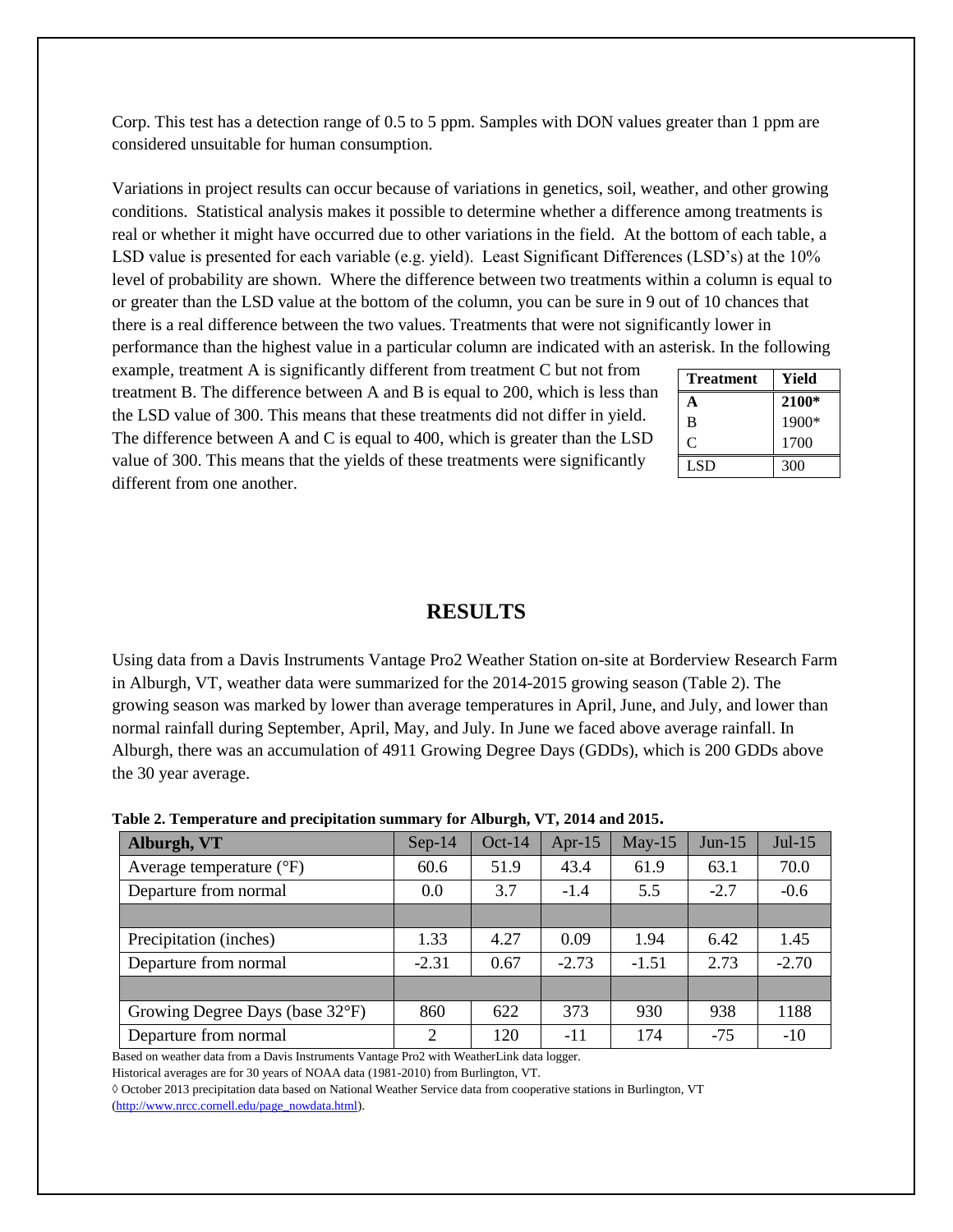Corp. This test has a detection range of 0.5 to 5 ppm. Samples with DON values greater than 1 ppm are considered unsuitable for human consumption.

Variations in project results can occur because of variations in genetics, soil, weather, and other growing conditions. Statistical analysis makes it possible to determine whether a difference among treatments is real or whether it might have occurred due to other variations in the field. At the bottom of each table, a LSD value is presented for each variable (e.g. yield). Least Significant Differences (LSD's) at the 10% level of probability are shown. Where the difference between two treatments within a column is equal to or greater than the LSD value at the bottom of the column, you can be sure in 9 out of 10 chances that there is a real difference between the two values. Treatments that were not significantly lower in performance than the highest value in a particular column are indicated with an asterisk. In the following example, treatment A is significantly different from treatment C but not from treatment B. The difference between A and B is equal to 200, which is less than the LSD value of 300. This means that these treatments did not differ in yield. The difference between A and C is equal to 400, which is greater than the LSD value of 300. This means that the yields of these treatments were significantly different from one another.

| Treatment | Yield |
|---|---|
| **A** | **2100*** |
| B | 1900* |
| C | 1700 |
| LSD | 300 |

# RESULTS

Using data from a Davis Instruments Vantage Pro2 Weather Station on-site at Borderview Research Farm in Alburgh, VT, weather data were summarized for the 2014-2015 growing season (Table 2). The growing season was marked by lower than average temperatures in April, June, and July, and lower than normal rainfall during September, April, May, and July. In June we faced above average rainfall. In Alburgh, there was an accumulation of 4911 Growing Degree Days (GDDs), which is 200 GDDs above the 30 year average.

**Table 2. Temperature and precipitation summary for Alburgh, VT, 2014 and 2015.**

| Alburgh, VT | Sep-14 | Oct-14 | Apr-15 | May-15 | Jun-15 | Jul-15 |
|---|---|---|---|---|---|---|
| Average temperature (°F) | 60.6 | 51.9 | 43.4 | 61.9 | 63.1 | 70.0 |
| Departure from normal | 0.0 | 3.7 | -1.4 | 5.5 | -2.7 | -0.6 |
| | | | | | | |
| Precipitation (inches) | 1.33 | 4.27 | 0.09 | 1.94 | 6.42 | 1.45 |
| Departure from normal | -2.31 | 0.67 | -2.73 | -1.51 | 2.73 | -2.70 |
| | | | | | | |
| Growing Degree Days (base 32°F) | 860 | 622 | 373 | 930 | 938 | 1188 |
| Departure from normal | 2 | 120 | -11 | 174 | -75 | -10 |

Based on weather data from a Davis Instruments Vantage Pro2 with WeatherLink data logger.

Historical averages are for 30 years of NOAA data (1981-2010) from Burlington, VT.

◊ October 2013 precipitation data based on National Weather Service data from cooperative stations in Burlington, VT (http://www.nrcc.cornell.edu/page_nowdata.html).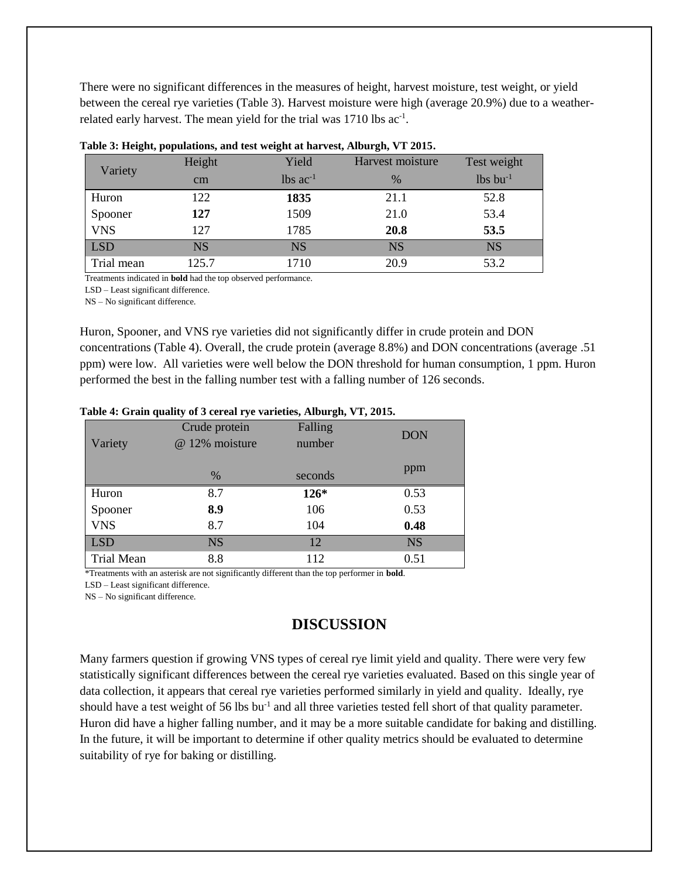There were no significant differences in the measures of height, harvest moisture, test weight, or yield between the cereal rye varieties (Table 3). Harvest moisture were high (average 20.9%) due to a weather-related early harvest. The mean yield for the trial was 1710 lbs $ac^{-1}$.

**Table 3: Height, populations, and test weight at harvest, Alburgh, VT 2015.**

| Variety | Height | Yield | Harvest moisture | Test weight |
|---|---|---|---|---|
| | cm | lbs $ac^{-1}$ | % | lbs $bu^{-1}$ |
| Huron | 122 | **1835** | 21.1 | 52.8 |
| Spooner | **127** | 1509 | 21.0 | 53.4 |
| VNS | 127 | 1785 | **20.8** | **53.5** |
| LSD | NS | NS | NS | NS |
| Trial mean | 125.7 | 1710 | 20.9 | 53.2 |

Treatments indicated in **bold** had the top observed performance.
LSD – Least significant difference.
NS – No significant difference.

Huron, Spooner, and VNS rye varieties did not significantly differ in crude protein and DON concentrations (Table 4). Overall, the crude protein (average 8.8%) and DON concentrations (average .51 ppm) were low. All varieties were well below the DON threshold for human consumption, 1 ppm. Huron performed the best in the falling number test with a falling number of 126 seconds.

**Table 4: Grain quality of 3 cereal rye varieties, Alburgh, VT, 2015.**

| Variety | Crude protein @ 12% moisture | Falling number | DON |
|---|---|---|---|
| | % | seconds | ppm |
| Huron | 8.7 | **126*** | 0.53 |
| Spooner | **8.9** | 106 | 0.53 |
| VNS | 8.7 | 104 | **0.48** |
| LSD | NS | 12 | NS |
| Trial Mean | 8.8 | 112 | 0.51 |

*Treatments with an asterisk are not significantly different than the top performer in **bold**.
LSD – Least significant difference.
NS – No significant difference.

## DISCUSSION

Many farmers question if growing VNS types of cereal rye limit yield and quality. There were very few statistically significant differences between the cereal rye varieties evaluated. Based on this single year of data collection, it appears that cereal rye varieties performed similarly in yield and quality. Ideally, rye should have a test weight of 56 lbs $bu^{-1}$ and all three varieties tested fell short of that quality parameter. Huron did have a higher falling number, and it may be a more suitable candidate for baking and distilling. In the future, it will be important to determine if other quality metrics should be evaluated to determine suitability of rye for baking or distilling.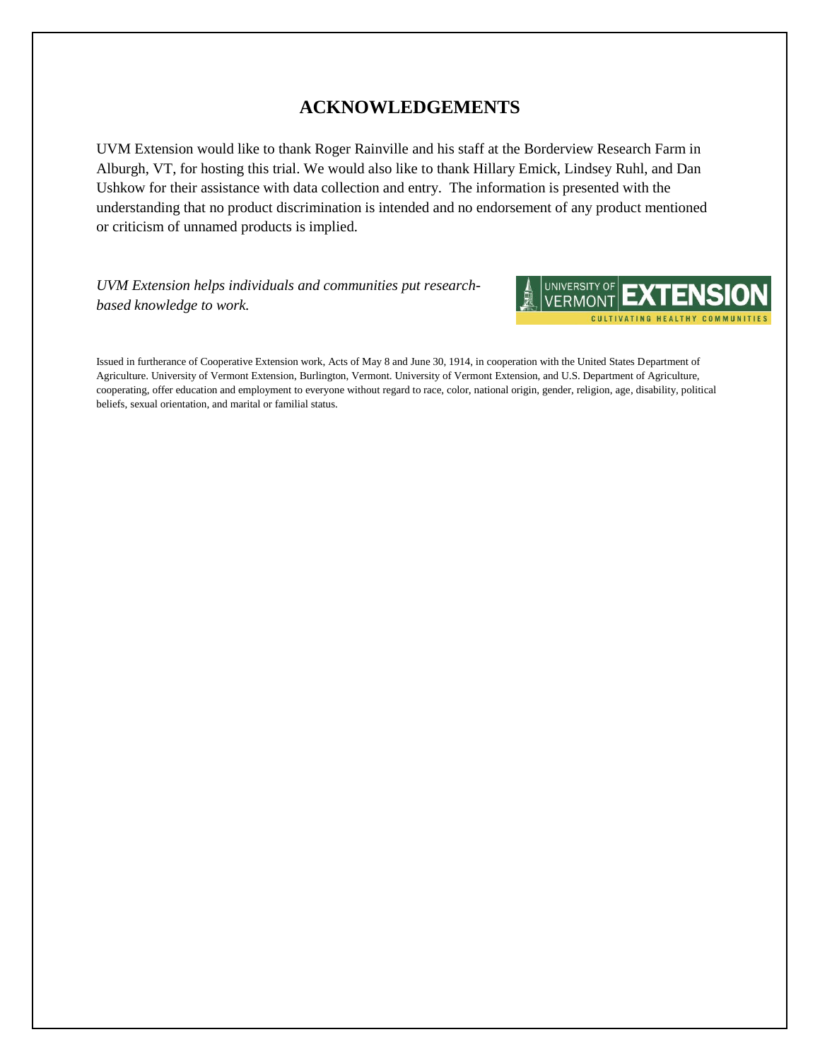# ACKNOWLEDGEMENTS

UVM Extension would like to thank Roger Rainville and his staff at the Borderview Research Farm in Alburgh, VT, for hosting this trial. We would also like to thank Hillary Emick, Lindsey Ruhl, and Dan Ushkow for their assistance with data collection and entry. The information is presented with the understanding that no product discrimination is intended and no endorsement of any product mentioned or criticism of unnamed products is implied.

*UVM Extension helps individuals and communities put research-based knowledge to work.*

UNIVERSITY OF VERMONT EXTENSION
CULTIVATING HEALTHY COMMUNITIES

Issued in furtherance of Cooperative Extension work, Acts of May 8 and June 30, 1914, in cooperation with the United States Department of Agriculture. University of Vermont Extension, Burlington, Vermont. University of Vermont Extension, and U.S. Department of Agriculture, cooperating, offer education and employment to everyone without regard to race, color, national origin, gender, religion, age, disability, political beliefs, sexual orientation, and marital or familial status.